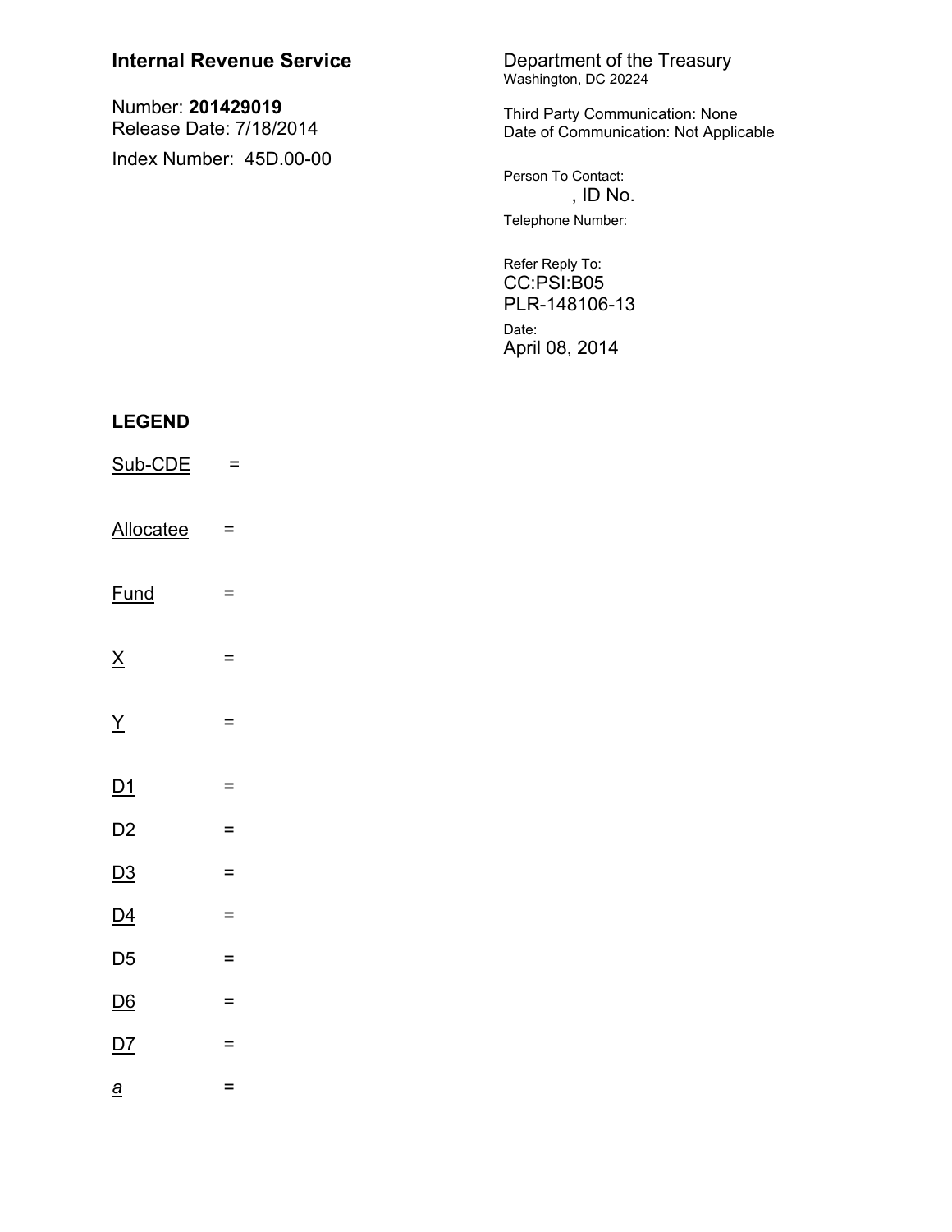**Internal Revenue Service**

Number: **201429019**
Release Date: 7/18/2014

Index Number: 45D.00-00

Department of the Treasury
Washington, DC 20224

Third Party Communication: None
Date of Communication: Not Applicable

Person To Contact:
, ID No.

Telephone Number:

Refer Reply To:
CC:PSI:B05
PLR-148106-13

Date:
April 08, 2014

**LEGEND**

Sub-CDE =

Allocatee =

Fund =

X =

Y =

D1 =

D2 =

D3 =

D4 =

D5 =

D6 =

D7 =

*a* =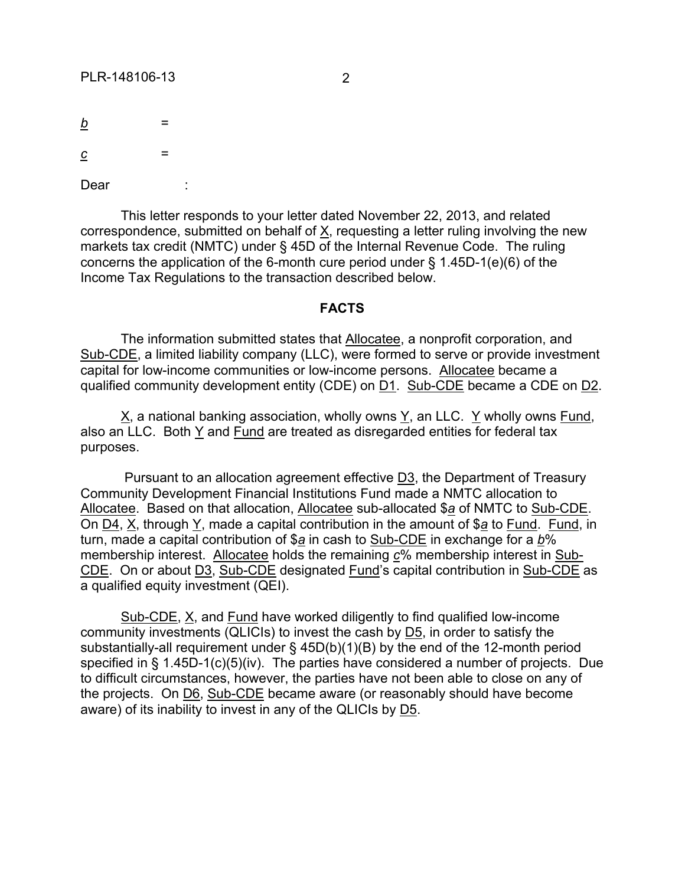b =

c =

Dear :

This letter responds to your letter dated November 22, 2013, and related correspondence, submitted on behalf of X, requesting a letter ruling involving the new markets tax credit (NMTC) under § 45D of the Internal Revenue Code. The ruling concerns the application of the 6-month cure period under § 1.45D-1(e)(6) of the Income Tax Regulations to the transaction described below.

## FACTS

The information submitted states that Allocatee, a nonprofit corporation, and Sub-CDE, a limited liability company (LLC), were formed to serve or provide investment capital for low-income communities or low-income persons. Allocatee became a qualified community development entity (CDE) on D1. Sub-CDE became a CDE on D2.

X, a national banking association, wholly owns Y, an LLC. Y wholly owns Fund, also an LLC. Both Y and Fund are treated as disregarded entities for federal tax purposes.

Pursuant to an allocation agreement effective D3, the Department of Treasury Community Development Financial Institutions Fund made a NMTC allocation to Allocatee. Based on that allocation, Allocatee sub-allocated $a of NMTC to Sub-CDE. On D4, X, through Y, made a capital contribution in the amount of $a to Fund. Fund, in turn, made a capital contribution of $a in cash to Sub-CDE in exchange for a b% membership interest. Allocatee holds the remaining c% membership interest in Sub-CDE. On or about D3, Sub-CDE designated Fund's capital contribution in Sub-CDE as a qualified equity investment (QEI).

Sub-CDE, X, and Fund have worked diligently to find qualified low-income community investments (QLICIs) to invest the cash by D5, in order to satisfy the substantially-all requirement under § 45D(b)(1)(B) by the end of the 12-month period specified in § 1.45D-1(c)(5)(iv). The parties have considered a number of projects. Due to difficult circumstances, however, the parties have not been able to close on any of the projects. On D6, Sub-CDE became aware (or reasonably should have become aware) of its inability to invest in any of the QLICIs by D5.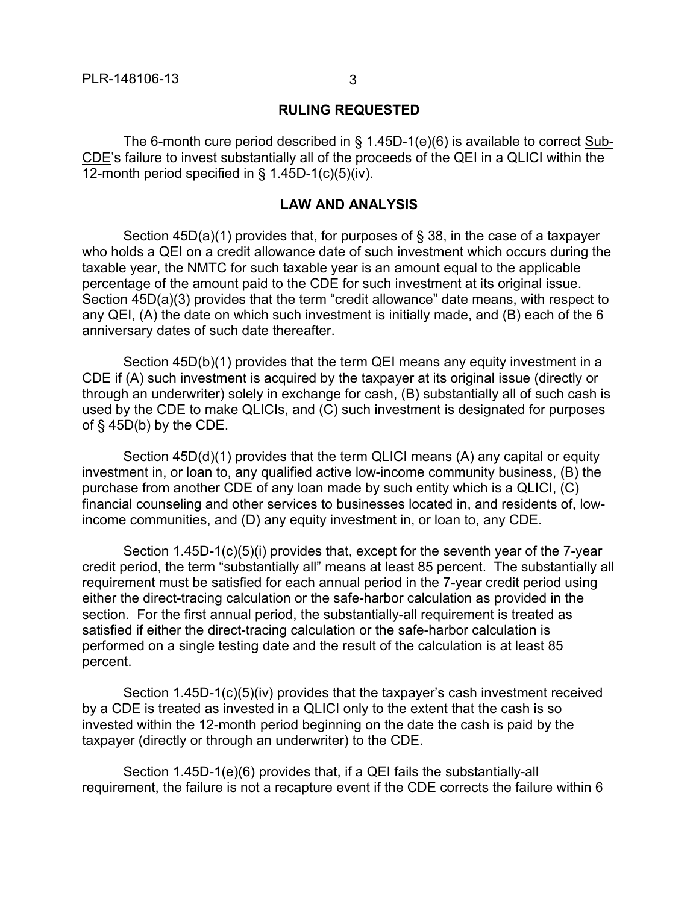## RULING REQUESTED

The 6-month cure period described in § 1.45D-1(e)(6) is available to correct Sub-CDE's failure to invest substantially all of the proceeds of the QEI in a QLICI within the 12-month period specified in § 1.45D-1(c)(5)(iv).

## LAW AND ANALYSIS

Section 45D(a)(1) provides that, for purposes of § 38, in the case of a taxpayer who holds a QEI on a credit allowance date of such investment which occurs during the taxable year, the NMTC for such taxable year is an amount equal to the applicable percentage of the amount paid to the CDE for such investment at its original issue. Section 45D(a)(3) provides that the term "credit allowance" date means, with respect to any QEI, (A) the date on which such investment is initially made, and (B) each of the 6 anniversary dates of such date thereafter.

Section 45D(b)(1) provides that the term QEI means any equity investment in a CDE if (A) such investment is acquired by the taxpayer at its original issue (directly or through an underwriter) solely in exchange for cash, (B) substantially all of such cash is used by the CDE to make QLICIs, and (C) such investment is designated for purposes of § 45D(b) by the CDE.

Section 45D(d)(1) provides that the term QLICI means (A) any capital or equity investment in, or loan to, any qualified active low-income community business, (B) the purchase from another CDE of any loan made by such entity which is a QLICI, (C) financial counseling and other services to businesses located in, and residents of, low-income communities, and (D) any equity investment in, or loan to, any CDE.

Section 1.45D-1(c)(5)(i) provides that, except for the seventh year of the 7-year credit period, the term "substantially all" means at least 85 percent. The substantially all requirement must be satisfied for each annual period in the 7-year credit period using either the direct-tracing calculation or the safe-harbor calculation as provided in the section. For the first annual period, the substantially-all requirement is treated as satisfied if either the direct-tracing calculation or the safe-harbor calculation is performed on a single testing date and the result of the calculation is at least 85 percent.

Section 1.45D-1(c)(5)(iv) provides that the taxpayer's cash investment received by a CDE is treated as invested in a QLICI only to the extent that the cash is so invested within the 12-month period beginning on the date the cash is paid by the taxpayer (directly or through an underwriter) to the CDE.

Section 1.45D-1(e)(6) provides that, if a QEI fails the substantially-all requirement, the failure is not a recapture event if the CDE corrects the failure within 6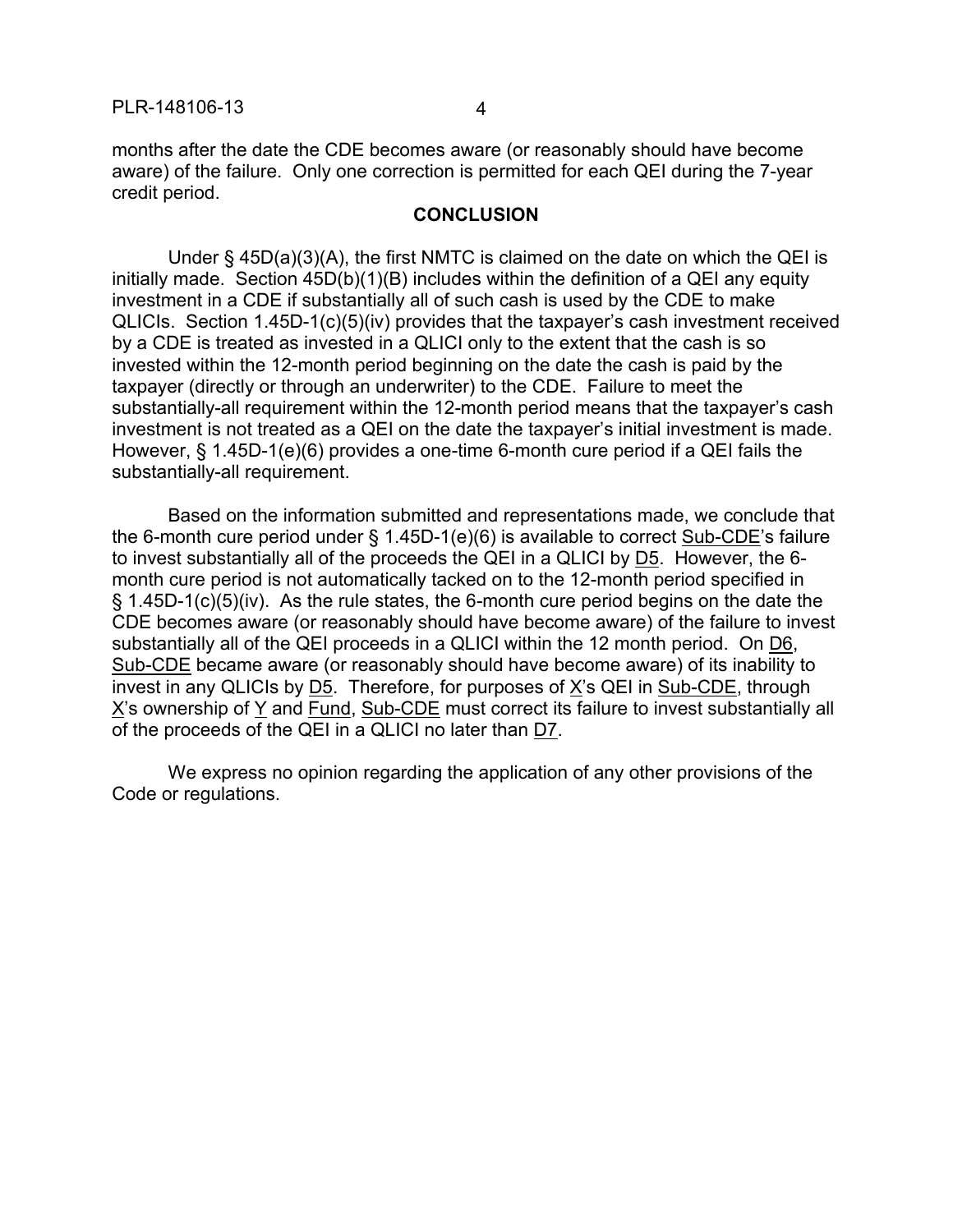months after the date the CDE becomes aware (or reasonably should have become aware) of the failure. Only one correction is permitted for each QEI during the 7-year credit period.

## CONCLUSION

Under § 45D(a)(3)(A), the first NMTC is claimed on the date on which the QEI is initially made. Section 45D(b)(1)(B) includes within the definition of a QEI any equity investment in a CDE if substantially all of such cash is used by the CDE to make QLICIs. Section 1.45D-1(c)(5)(iv) provides that the taxpayer's cash investment received by a CDE is treated as invested in a QLICI only to the extent that the cash is so invested within the 12-month period beginning on the date the cash is paid by the taxpayer (directly or through an underwriter) to the CDE. Failure to meet the substantially-all requirement within the 12-month period means that the taxpayer's cash investment is not treated as a QEI on the date the taxpayer's initial investment is made. However, § 1.45D-1(e)(6) provides a one-time 6-month cure period if a QEI fails the substantially-all requirement.

Based on the information submitted and representations made, we conclude that the 6-month cure period under § 1.45D-1(e)(6) is available to correct Sub-CDE's failure to invest substantially all of the proceeds the QEI in a QLICI by D5. However, the 6-month cure period is not automatically tacked on to the 12-month period specified in § 1.45D-1(c)(5)(iv). As the rule states, the 6-month cure period begins on the date the CDE becomes aware (or reasonably should have become aware) of the failure to invest substantially all of the QEI proceeds in a QLICI within the 12 month period. On D6, Sub-CDE became aware (or reasonably should have become aware) of its inability to invest in any QLICIs by D5. Therefore, for purposes of X's QEI in Sub-CDE, through X's ownership of Y and Fund, Sub-CDE must correct its failure to invest substantially all of the proceeds of the QEI in a QLICI no later than D7.

We express no opinion regarding the application of any other provisions of the Code or regulations.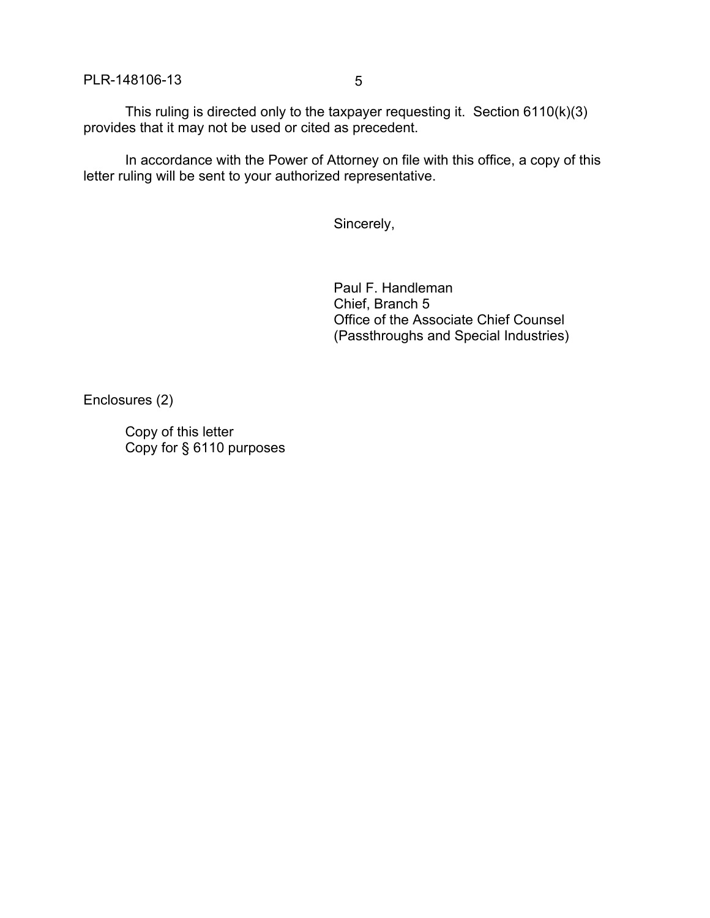This ruling is directed only to the taxpayer requesting it. Section 6110(k)(3) provides that it may not be used or cited as precedent.

In accordance with the Power of Attorney on file with this office, a copy of this letter ruling will be sent to your authorized representative.

Sincerely,

Paul F. Handleman
Chief, Branch 5
Office of the Associate Chief Counsel
(Passthroughs and Special Industries)

Enclosures (2)

Copy of this letter
Copy for § 6110 purposes